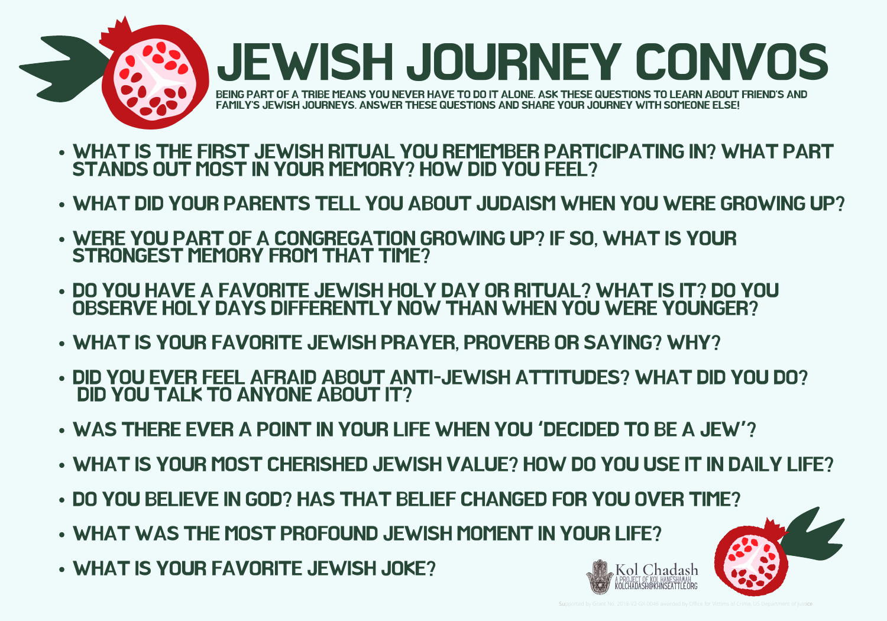# JEWISH JOURNEY CONVOS

BEING PART OF A TRIBE MEANS YOU NEVER HAVE TO DO IT ALONE. ASK THESE QUESTIONS TO LEARN ABOUT FRIEND'S AND FAMILY'S JEWISH JOURNEYS. ANSWER THESE QUESTIONS AND SHARE YOUR JOURNEY WITH SOMEONE ELSE!

- **WHAT IS THE FIRST JEWISH RITUAL YOU REMEMBER PARTICIPATING IN? WHAT PART STANDS OUT MOST IN YOUR MEMORY? HOW DID YOU FEEL?**
- **WHAT DID YOUR PARENTS TELL YOU ABOUT JUDAISM WHEN YOU WERE GROWING UP?**
- **WERE YOU PART OF A CONGREGATION GROWING UP? IF SO, WHAT IS YOUR STRONGEST MEMORY FROM THAT TIME?**
- **DO YOU HAVE A FAVORITE JEWISH HOLY DAY OR RITUAL? WHAT IS IT? DO YOU OBSERVE HOLY DAYS DIFFERENTLY NOW THAN WHEN YOU WERE YOUNGER?**
- **WHAT IS YOUR FAVORITE JEWISH PRAYER, PROVERB OR SAYING? WHY?**
- **DID YOU EVER FEEL AFRAID ABOUT ANTI-JEWISH ATTITUDES? WHAT DID YOU DO? DID YOU TALK TO ANYONE ABOUT IT?**
- **WAS THERE EVER A POINT IN YOUR LIFE WHEN YOU 'DECIDED TO BE A JEW'?**
- **WHAT IS YOUR MOST CHERISHED JEWISH VALUE? HOW DO YOU USE IT IN DAILY LIFE?**
- **DO YOU BELIEVE IN GOD? HAS THAT BELIEF CHANGED FOR YOU OVER TIME?**
- **WHAT WAS THE MOST PROFOUND JEWISH MOMENT IN YOUR LIFE?**
- **WHAT IS YOUR FAVORITE JEWISH JOKE?**

Kol Chadash
A PROJECT OF KOL HANESHAMAH
KOLCHADASH@KHNSEATTLE.ORG

Supported by Grant No. 2018-V2-GX-0046 awarded by Office for Victims of Crime, US Department of Justice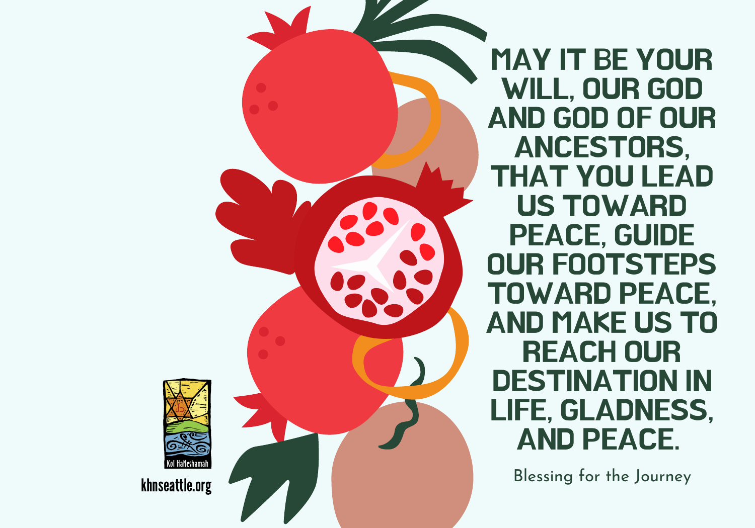MAY IT BE YOUR WILL, OUR GOD AND GOD OF OUR ANCESTORS, THAT YOU LEAD US TOWARD PEACE, GUIDE OUR FOOTSTEPS TOWARD PEACE, AND MAKE US TO REACH OUR DESTINATION IN LIFE, GLADNESS, AND PEACE.

Blessing for the Journey

Kol HaNeshamah

khnseattle.org